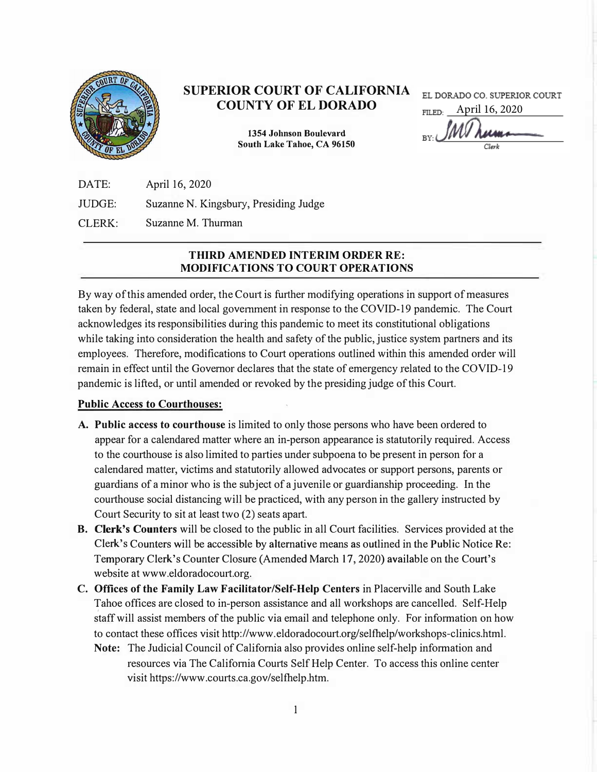# SUPERIOR COURT OF CALIFORNIA
# COUNTY OF EL DORADO

**1354 Johnson Boulevard**
**South Lake Tahoe, CA 96150**

EL DORADO CO. SUPERIOR COURT
FILED: April 16, 2020
BY: SMThurman
Clerk

DATE: April 16, 2020

JUDGE: Suzanne N. Kingsbury, Presiding Judge

CLERK: Suzanne M. Thurman

## THIRD AMENDED INTERIM ORDER RE: MODIFICATIONS TO COURT OPERATIONS

By way of this amended order, the Court is further modifying operations in support of measures taken by federal, state and local government in response to the COVID-19 pandemic. The Court acknowledges its responsibilities during this pandemic to meet its constitutional obligations while taking into consideration the health and safety of the public, justice system partners and its employees. Therefore, modifications to Court operations outlined within this amended order will remain in effect until the Governor declares that the state of emergency related to the COVID-19 pandemic is lifted, or until amended or revoked by the presiding judge of this Court.

**Public Access to Courthouses:**

A. **Public access to courthouse** is limited to only those persons who have been ordered to appear for a calendared matter where an in-person appearance is statutorily required. Access to the courthouse is also limited to parties under subpoena to be present in person for a calendared matter, victims and statutorily allowed advocates or support persons, parents or guardians of a minor who is the subject of a juvenile or guardianship proceeding. In the courthouse social distancing will be practiced, with any person in the gallery instructed by Court Security to sit at least two (2) seats apart.

B. **Clerk's Counters** will be closed to the public in all Court facilities. Services provided at the Clerk's Counters will be accessible by alternative means as outlined in the Public Notice Re: Temporary Clerk's Counter Closure (Amended March 17, 2020) available on the Court's website at www.eldoradocourt.org.

C. **Offices of the Family Law Facilitator/Self-Help Centers** in Placerville and South Lake Tahoe offices are closed to in-person assistance and all workshops are cancelled. Self-Help staff will assist members of the public via email and telephone only. For information on how to contact these offices visit http://www.eldoradocourt.org/selfhelp/workshops-clinics.html.

**Note:** The Judicial Council of California also provides online self-help information and resources via The California Courts Self Help Center. To access this online center visit https://www.courts.ca.gov/selfhelp.htm.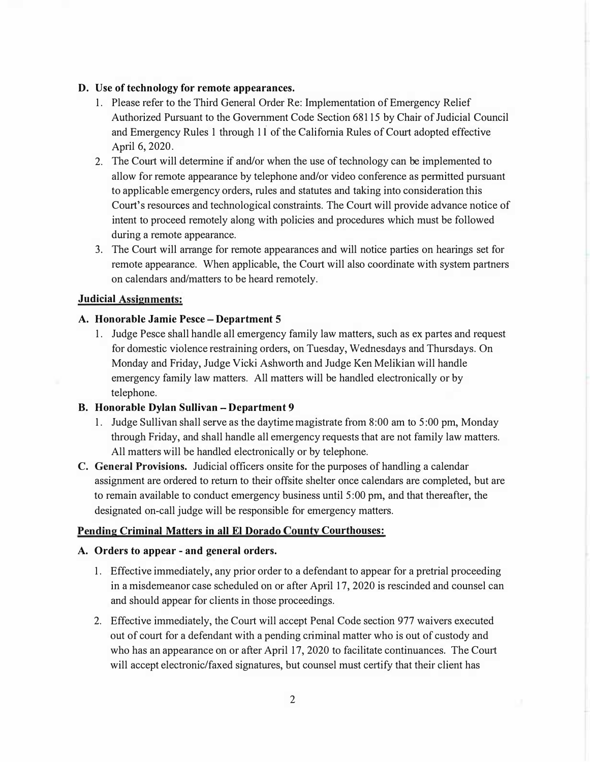**D. Use of technology for remote appearances.**

1. Please refer to the Third General Order Re: Implementation of Emergency Relief Authorized Pursuant to the Government Code Section 68115 by Chair of Judicial Council and Emergency Rules 1 through 11 of the California Rules of Court adopted effective April 6, 2020.
2. The Court will determine if and/or when the use of technology can be implemented to allow for remote appearance by telephone and/or video conference as permitted pursuant to applicable emergency orders, rules and statutes and taking into consideration this Court's resources and technological constraints. The Court will provide advance notice of intent to proceed remotely along with policies and procedures which must be followed during a remote appearance.
3. The Court will arrange for remote appearances and will notice parties on hearings set for remote appearance. When applicable, the Court will also coordinate with system partners on calendars and/matters to be heard remotely.

**Judicial Assignments:**

**A. Honorable Jamie Pesce – Department 5**

1. Judge Pesce shall handle all emergency family law matters, such as ex partes and request for domestic violence restraining orders, on Tuesday, Wednesdays and Thursdays. On Monday and Friday, Judge Vicki Ashworth and Judge Ken Melikian will handle emergency family law matters. All matters will be handled electronically or by telephone.

**B. Honorable Dylan Sullivan – Department 9**

1. Judge Sullivan shall serve as the daytime magistrate from 8:00 am to 5:00 pm, Monday through Friday, and shall handle all emergency requests that are not family law matters. All matters will be handled electronically or by telephone.

**C. General Provisions.** Judicial officers onsite for the purposes of handling a calendar assignment are ordered to return to their offsite shelter once calendars are completed, but are to remain available to conduct emergency business until 5:00 pm, and that thereafter, the designated on-call judge will be responsible for emergency matters.

**Pending Criminal Matters in all El Dorado County Courthouses:**

**A. Orders to appear - and general orders.**

1. Effective immediately, any prior order to a defendant to appear for a pretrial proceeding in a misdemeanor case scheduled on or after April 17, 2020 is rescinded and counsel can and should appear for clients in those proceedings.
2. Effective immediately, the Court will accept Penal Code section 977 waivers executed out of court for a defendant with a pending criminal matter who is out of custody and who has an appearance on or after April 17, 2020 to facilitate continuances. The Court will accept electronic/faxed signatures, but counsel must certify that their client has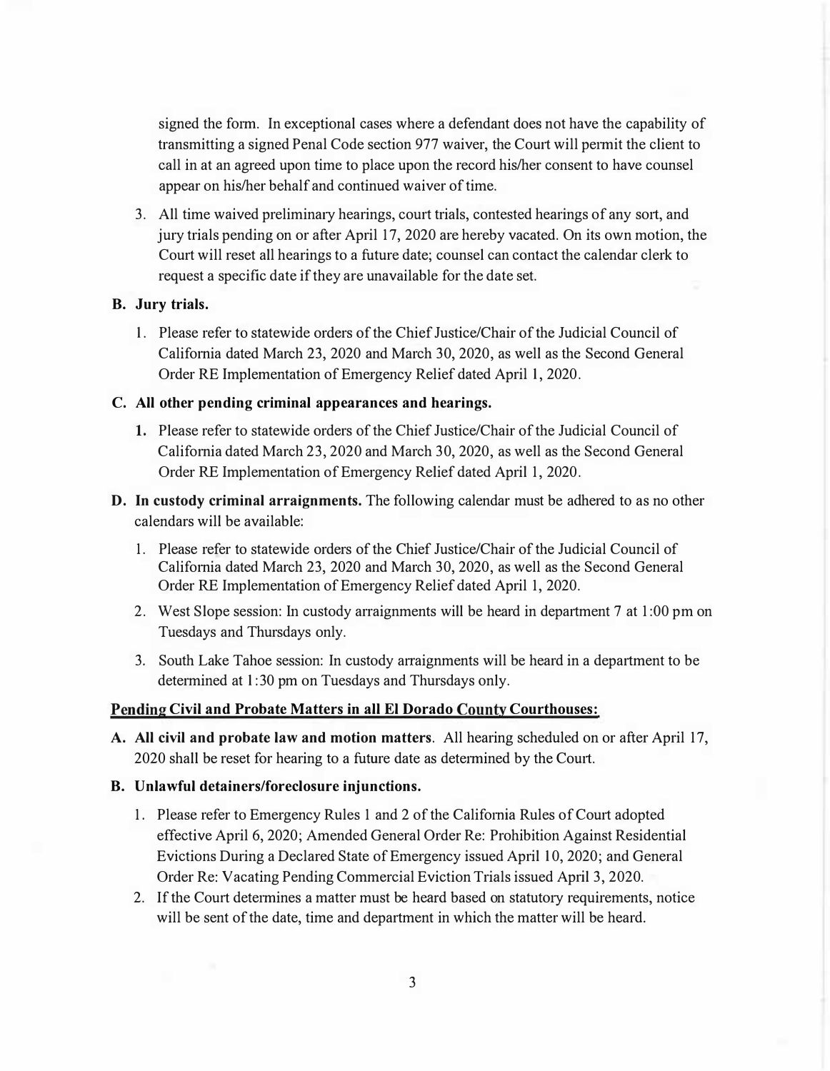signed the form. In exceptional cases where a defendant does not have the capability of transmitting a signed Penal Code section 977 waiver, the Court will permit the client to call in at an agreed upon time to place upon the record his/her consent to have counsel appear on his/her behalf and continued waiver of time.

3. All time waived preliminary hearings, court trials, contested hearings of any sort, and jury trials pending on or after April 17, 2020 are hereby vacated. On its own motion, the Court will reset all hearings to a future date; counsel can contact the calendar clerk to request a specific date if they are unavailable for the date set.

**B. Jury trials.**

1. Please refer to statewide orders of the Chief Justice/Chair of the Judicial Council of California dated March 23, 2020 and March 30, 2020, as well as the Second General Order RE Implementation of Emergency Relief dated April 1, 2020.

**C. All other pending criminal appearances and hearings.**

1. Please refer to statewide orders of the Chief Justice/Chair of the Judicial Council of California dated March 23, 2020 and March 30, 2020, as well as the Second General Order RE Implementation of Emergency Relief dated April 1, 2020.

**D. In custody criminal arraignments.** The following calendar must be adhered to as no other calendars will be available:

1. Please refer to statewide orders of the Chief Justice/Chair of the Judicial Council of California dated March 23, 2020 and March 30, 2020, as well as the Second General Order RE Implementation of Emergency Relief dated April 1, 2020.
2. West Slope session: In custody arraignments will be heard in department 7 at 1:00 pm on Tuesdays and Thursdays only.
3. South Lake Tahoe session: In custody arraignments will be heard in a department to be determined at 1:30 pm on Tuesdays and Thursdays only.

**<u>Pending Civil and Probate Matters in all El Dorado County Courthouses:</u>**

**A. All civil and probate law and motion matters**. All hearing scheduled on or after April 17, 2020 shall be reset for hearing to a future date as determined by the Court.

**B. Unlawful detainers/foreclosure injunctions.**

1. Please refer to Emergency Rules 1 and 2 of the California Rules of Court adopted effective April 6, 2020; Amended General Order Re: Prohibition Against Residential Evictions During a Declared State of Emergency issued April 10, 2020; and General Order Re: Vacating Pending Commercial Eviction Trials issued April 3, 2020.
2. If the Court determines a matter must be heard based on statutory requirements, notice will be sent of the date, time and department in which the matter will be heard.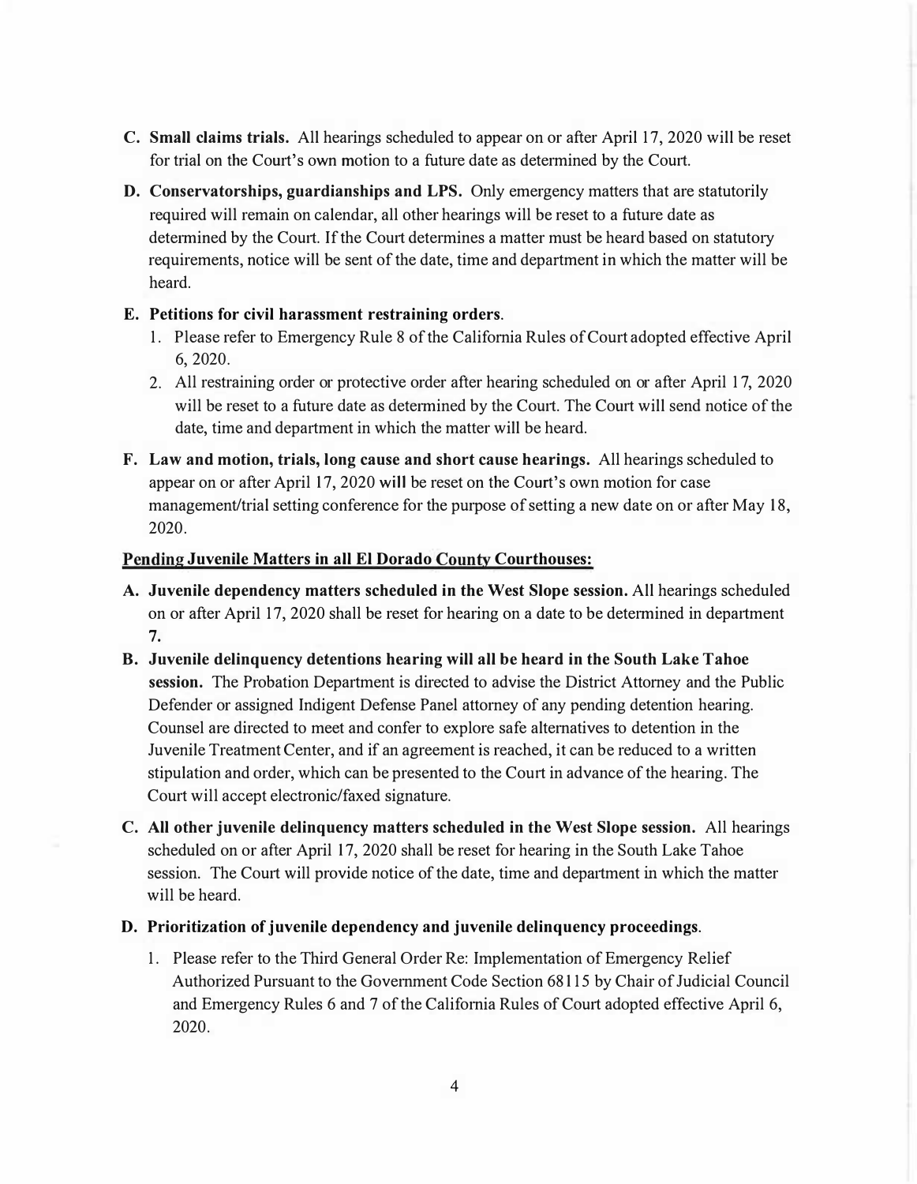C. **Small claims trials.** All hearings scheduled to appear on or after April 17, 2020 will be reset for trial on the Court's own motion to a future date as determined by the Court.

D. **Conservatorships, guardianships and LPS.** Only emergency matters that are statutorily required will remain on calendar, all other hearings will be reset to a future date as determined by the Court. If the Court determines a matter must be heard based on statutory requirements, notice will be sent of the date, time and department in which the matter will be heard.

E. **Petitions for civil harassment restraining orders**.
   1. Please refer to Emergency Rule 8 of the California Rules of Court adopted effective April 6, 2020.
   2. All restraining order or protective order after hearing scheduled on or after April 17, 2020 will be reset to a future date as determined by the Court. The Court will send notice of the date, time and department in which the matter will be heard.

F. **Law and motion, trials, long cause and short cause hearings.** All hearings scheduled to appear on or after April 17, 2020 will be reset on the Court's own motion for case management/trial setting conference for the purpose of setting a new date on or after May 18, 2020.

**<u>Pending Juvenile Matters in all El Dorado County Courthouses:</u>**

A. **Juvenile dependency matters scheduled in the West Slope session.** All hearings scheduled on or after April 17, 2020 shall be reset for hearing on a date to be determined in department 7.

B. **Juvenile delinquency detentions hearing will all be heard in the South Lake Tahoe session.** The Probation Department is directed to advise the District Attorney and the Public Defender or assigned Indigent Defense Panel attorney of any pending detention hearing. Counsel are directed to meet and confer to explore safe alternatives to detention in the Juvenile Treatment Center, and if an agreement is reached, it can be reduced to a written stipulation and order, which can be presented to the Court in advance of the hearing. The Court will accept electronic/faxed signature.

C. **All other juvenile delinquency matters scheduled in the West Slope session.** All hearings scheduled on or after April 17, 2020 shall be reset for hearing in the South Lake Tahoe session. The Court will provide notice of the date, time and department in which the matter will be heard.

D. **Prioritization of juvenile dependency and juvenile delinquency proceedings**.
   1. Please refer to the Third General Order Re: Implementation of Emergency Relief Authorized Pursuant to the Government Code Section 68115 by Chair of Judicial Council and Emergency Rules 6 and 7 of the California Rules of Court adopted effective April 6, 2020.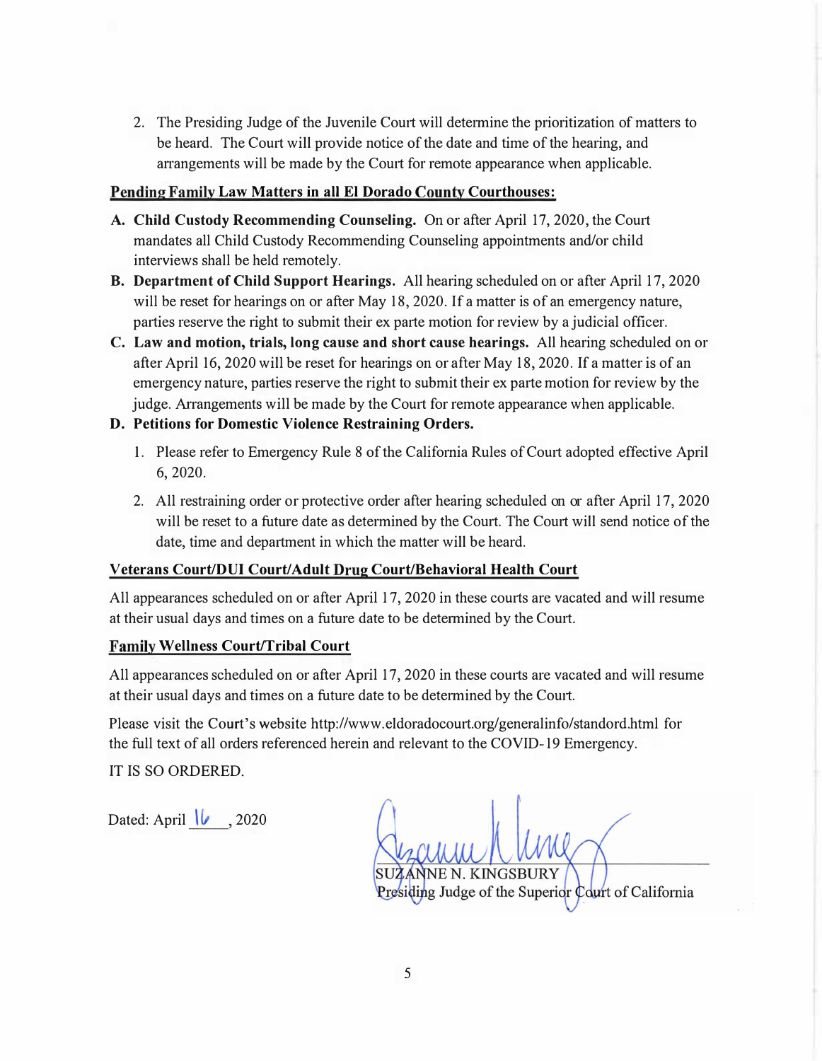2. The Presiding Judge of the Juvenile Court will determine the prioritization of matters to be heard. The Court will provide notice of the date and time of the hearing, and arrangements will be made by the Court for remote appearance when applicable.

**Pending Family Law Matters in all El Dorado County Courthouses:**

**A. Child Custody Recommending Counseling.** On or after April 17, 2020, the Court mandates all Child Custody Recommending Counseling appointments and/or child interviews shall be held remotely.

**B. Department of Child Support Hearings.** All hearing scheduled on or after April 17, 2020 will be reset for hearings on or after May 18, 2020. If a matter is of an emergency nature, parties reserve the right to submit their ex parte motion for review by a judicial officer.

**C. Law and motion, trials, long cause and short cause hearings.** All hearing scheduled on or after April 16, 2020 will be reset for hearings on or after May 18, 2020. If a matter is of an emergency nature, parties reserve the right to submit their ex parte motion for review by the judge. Arrangements will be made by the Court for remote appearance when applicable.

**D. Petitions for Domestic Violence Restraining Orders.**

1. Please refer to Emergency Rule 8 of the California Rules of Court adopted effective April 6, 2020.
2. All restraining order or protective order after hearing scheduled on or after April 17, 2020 will be reset to a future date as determined by the Court. The Court will send notice of the date, time and department in which the matter will be heard.

**Veterans Court/DUI Court/Adult Drug Court/Behavioral Health Court**

All appearances scheduled on or after April 17, 2020 in these courts are vacated and will resume at their usual days and times on a future date to be determined by the Court.

**Family Wellness Court/Tribal Court**

All appearances scheduled on or after April 17, 2020 in these courts are vacated and will resume at their usual days and times on a future date to be determined by the Court.

Please visit the Court's website http://www.eldoradocourt.org/generalinfo/standord.html for the full text of all orders referenced herein and relevant to the COVID-19 Emergency.

IT IS SO ORDERED.

Dated: April 16, 2020

SUZANNE N. KINGSBURY
Presiding Judge of the Superior Court of California